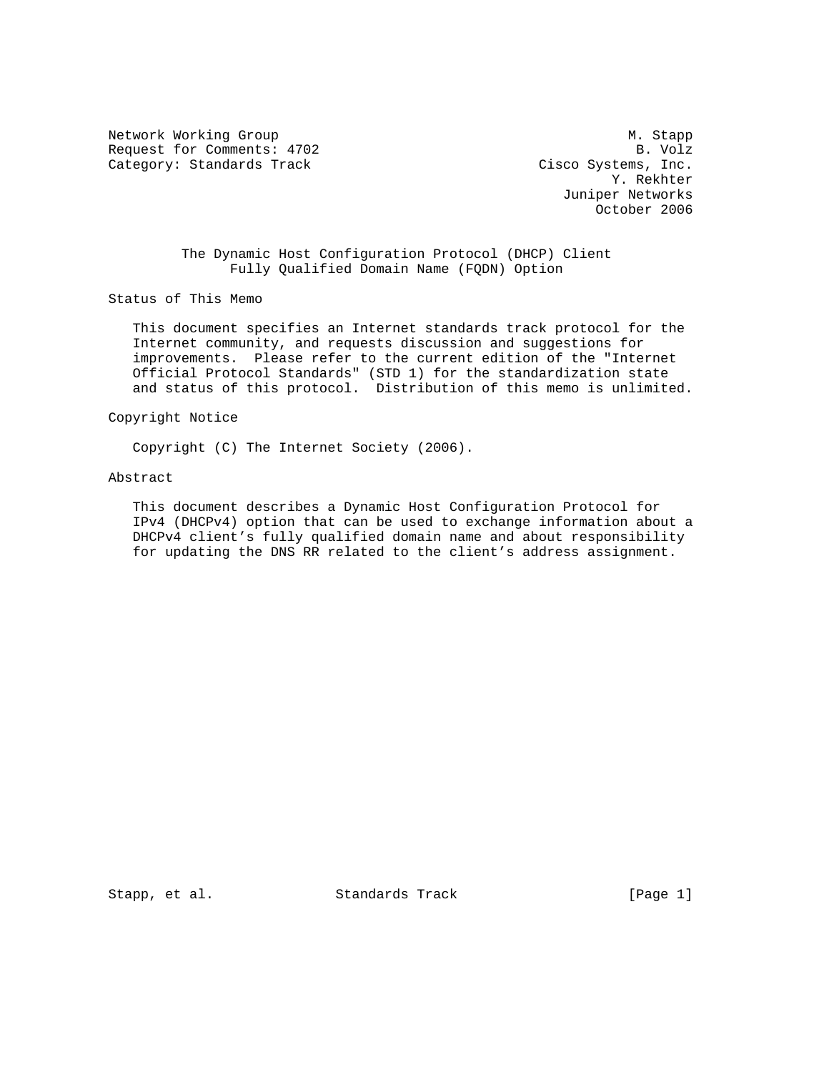Network Working Group M. Stapp
Request for Comments: 4702 B. Volz
Category: Standards Track Cisco Systems, Inc.
Y. Rekhter
Juniper Networks
October 2006

# The Dynamic Host Configuration Protocol (DHCP) Client Fully Qualified Domain Name (FQDN) Option

## Status of This Memo

This document specifies an Internet standards track protocol for the Internet community, and requests discussion and suggestions for improvements. Please refer to the current edition of the "Internet Official Protocol Standards" (STD 1) for the standardization state and status of this protocol. Distribution of this memo is unlimited.

## Copyright Notice

Copyright (C) The Internet Society (2006).

## Abstract

This document describes a Dynamic Host Configuration Protocol for IPv4 (DHCPv4) option that can be used to exchange information about a DHCPv4 client's fully qualified domain name and about responsibility for updating the DNS RR related to the client's address assignment.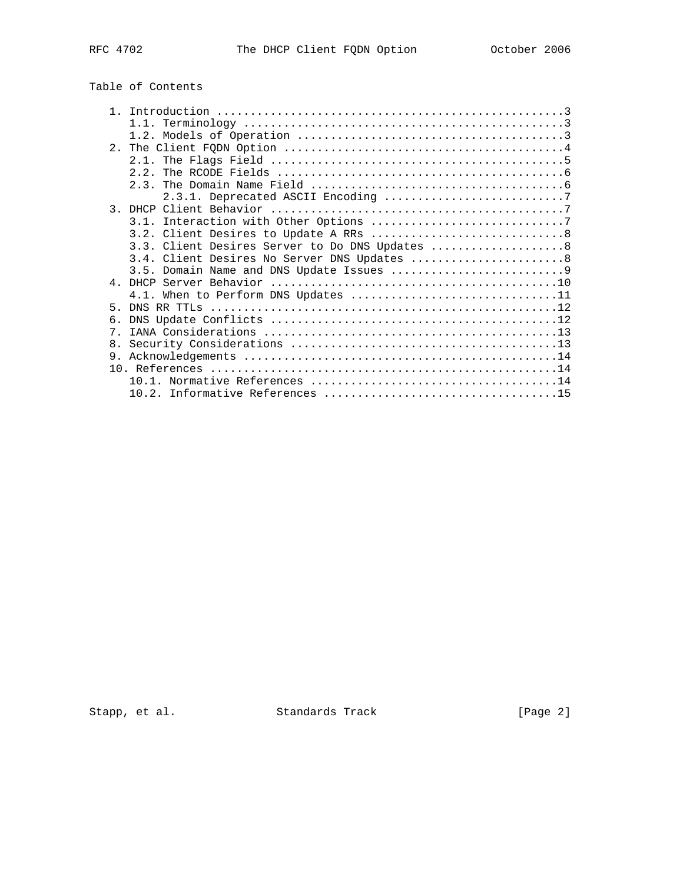## Table of Contents

```
   1. Introduction ....................................................3
      1.1. Terminology ................................................3
      1.2. Models of Operation ........................................3
   2. The Client FQDN Option ..........................................4
      2.1. The Flags Field ............................................5
      2.2. The RCODE Fields ...........................................6
      2.3. The Domain Name Field ......................................6
           2.3.1. Deprecated ASCII Encoding ...........................7
   3. DHCP Client Behavior ............................................7
      3.1. Interaction with Other Options .............................7
      3.2. Client Desires to Update A RRs .............................8
      3.3. Client Desires Server to Do DNS Updates ....................8
      3.4. Client Desires No Server DNS Updates .......................8
      3.5. Domain Name and DNS Update Issues ..........................9
   4. DHCP Server Behavior ...........................................10
      4.1. When to Perform DNS Updates ...............................11
   5. DNS RR TTLs ....................................................12
   6. DNS Update Conflicts ...........................................12
   7. IANA Considerations ............................................13
   8. Security Considerations ........................................13
   9. Acknowledgements ...............................................14
   10. References ....................................................14
      10.1. Normative References .....................................14
      10.2. Informative References ...................................15
```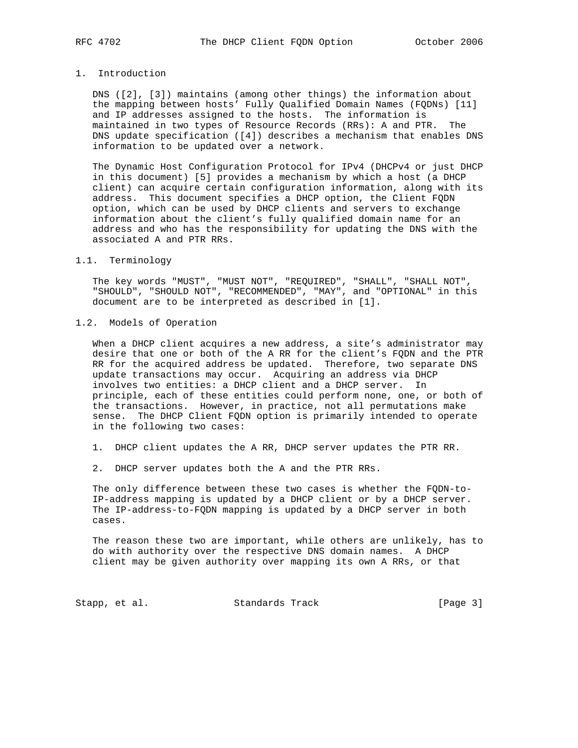# 1. Introduction

DNS ([2], [3]) maintains (among other things) the information about the mapping between hosts' Fully Qualified Domain Names (FQDNs) [11] and IP addresses assigned to the hosts. The information is maintained in two types of Resource Records (RRs): A and PTR. The DNS update specification ([4]) describes a mechanism that enables DNS information to be updated over a network.

The Dynamic Host Configuration Protocol for IPv4 (DHCPv4 or just DHCP in this document) [5] provides a mechanism by which a host (a DHCP client) can acquire certain configuration information, along with its address. This document specifies a DHCP option, the Client FQDN option, which can be used by DHCP clients and servers to exchange information about the client's fully qualified domain name for an address and who has the responsibility for updating the DNS with the associated A and PTR RRs.

## 1.1. Terminology

The key words "MUST", "MUST NOT", "REQUIRED", "SHALL", "SHALL NOT", "SHOULD", "SHOULD NOT", "RECOMMENDED", "MAY", and "OPTIONAL" in this document are to be interpreted as described in [1].

## 1.2. Models of Operation

When a DHCP client acquires a new address, a site's administrator may desire that one or both of the A RR for the client's FQDN and the PTR RR for the acquired address be updated. Therefore, two separate DNS update transactions may occur. Acquiring an address via DHCP involves two entities: a DHCP client and a DHCP server. In principle, each of these entities could perform none, one, or both of the transactions. However, in practice, not all permutations make sense. The DHCP Client FQDN option is primarily intended to operate in the following two cases:

1. DHCP client updates the A RR, DHCP server updates the PTR RR.

2. DHCP server updates both the A and the PTR RRs.

The only difference between these two cases is whether the FQDN-to-IP-address mapping is updated by a DHCP client or by a DHCP server. The IP-address-to-FQDN mapping is updated by a DHCP server in both cases.

The reason these two are important, while others are unlikely, has to do with authority over the respective DNS domain names. A DHCP client may be given authority over mapping its own A RRs, or that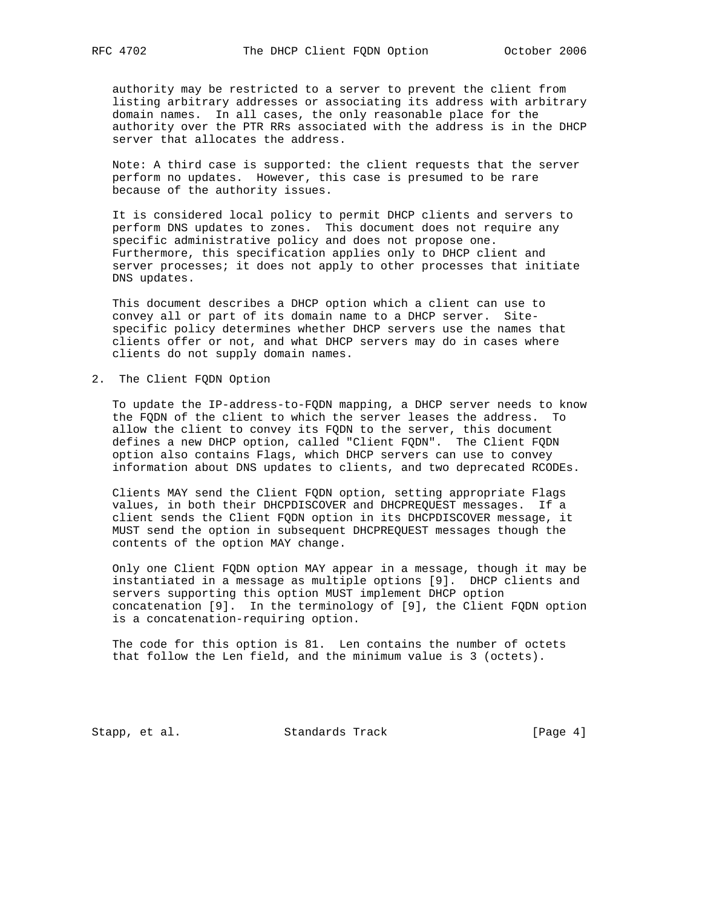authority may be restricted to a server to prevent the client from listing arbitrary addresses or associating its address with arbitrary domain names. In all cases, the only reasonable place for the authority over the PTR RRs associated with the address is in the DHCP server that allocates the address.

Note: A third case is supported: the client requests that the server perform no updates. However, this case is presumed to be rare because of the authority issues.

It is considered local policy to permit DHCP clients and servers to perform DNS updates to zones. This document does not require any specific administrative policy and does not propose one. Furthermore, this specification applies only to DHCP client and server processes; it does not apply to other processes that initiate DNS updates.

This document describes a DHCP option which a client can use to convey all or part of its domain name to a DHCP server. Site-specific policy determines whether DHCP servers use the names that clients offer or not, and what DHCP servers may do in cases where clients do not supply domain names.

## 2. The Client FQDN Option

To update the IP-address-to-FQDN mapping, a DHCP server needs to know the FQDN of the client to which the server leases the address. To allow the client to convey its FQDN to the server, this document defines a new DHCP option, called "Client FQDN". The Client FQDN option also contains Flags, which DHCP servers can use to convey information about DNS updates to clients, and two deprecated RCODEs.

Clients MAY send the Client FQDN option, setting appropriate Flags values, in both their DHCPDISCOVER and DHCPREQUEST messages. If a client sends the Client FQDN option in its DHCPDISCOVER message, it MUST send the option in subsequent DHCPREQUEST messages though the contents of the option MAY change.

Only one Client FQDN option MAY appear in a message, though it may be instantiated in a message as multiple options [9]. DHCP clients and servers supporting this option MUST implement DHCP option concatenation [9]. In the terminology of [9], the Client FQDN option is a concatenation-requiring option.

The code for this option is 81. Len contains the number of octets that follow the Len field, and the minimum value is 3 (octets).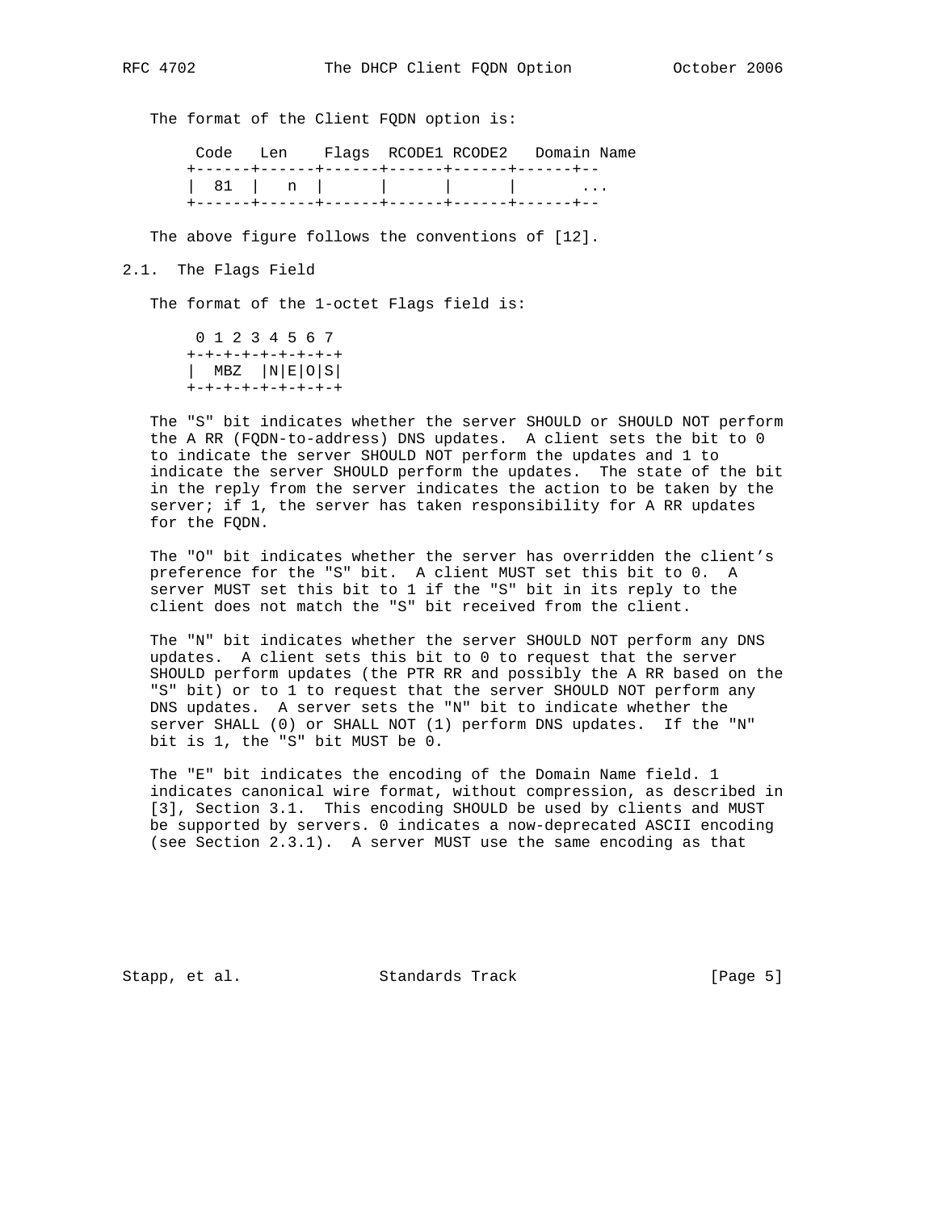The format of the Client FQDN option is:

```
    Code   Len    Flags  RCODE1 RCODE2   Domain Name
   +------+------+------+------+------+------+--
   |  81  |   n  |      |      |      |       ...
   +------+------+------+------+------+------+--
```

The above figure follows the conventions of [12].

## 2.1. The Flags Field

The format of the 1-octet Flags field is:

```
    0 1 2 3 4 5 6 7
   +-+-+-+-+-+-+-+-+
   |  MBZ  |N|E|O|S|
   +-+-+-+-+-+-+-+-+
```

The "S" bit indicates whether the server SHOULD or SHOULD NOT perform the A RR (FQDN-to-address) DNS updates. A client sets the bit to 0 to indicate the server SHOULD NOT perform the updates and 1 to indicate the server SHOULD perform the updates. The state of the bit in the reply from the server indicates the action to be taken by the server; if 1, the server has taken responsibility for A RR updates for the FQDN.

The "O" bit indicates whether the server has overridden the client's preference for the "S" bit. A client MUST set this bit to 0. A server MUST set this bit to 1 if the "S" bit in its reply to the client does not match the "S" bit received from the client.

The "N" bit indicates whether the server SHOULD NOT perform any DNS updates. A client sets this bit to 0 to request that the server SHOULD perform updates (the PTR RR and possibly the A RR based on the "S" bit) or to 1 to request that the server SHOULD NOT perform any DNS updates. A server sets the "N" bit to indicate whether the server SHALL (0) or SHALL NOT (1) perform DNS updates. If the "N" bit is 1, the "S" bit MUST be 0.

The "E" bit indicates the encoding of the Domain Name field. 1 indicates canonical wire format, without compression, as described in [3], Section 3.1. This encoding SHOULD be used by clients and MUST be supported by servers. 0 indicates a now-deprecated ASCII encoding (see Section 2.3.1). A server MUST use the same encoding as that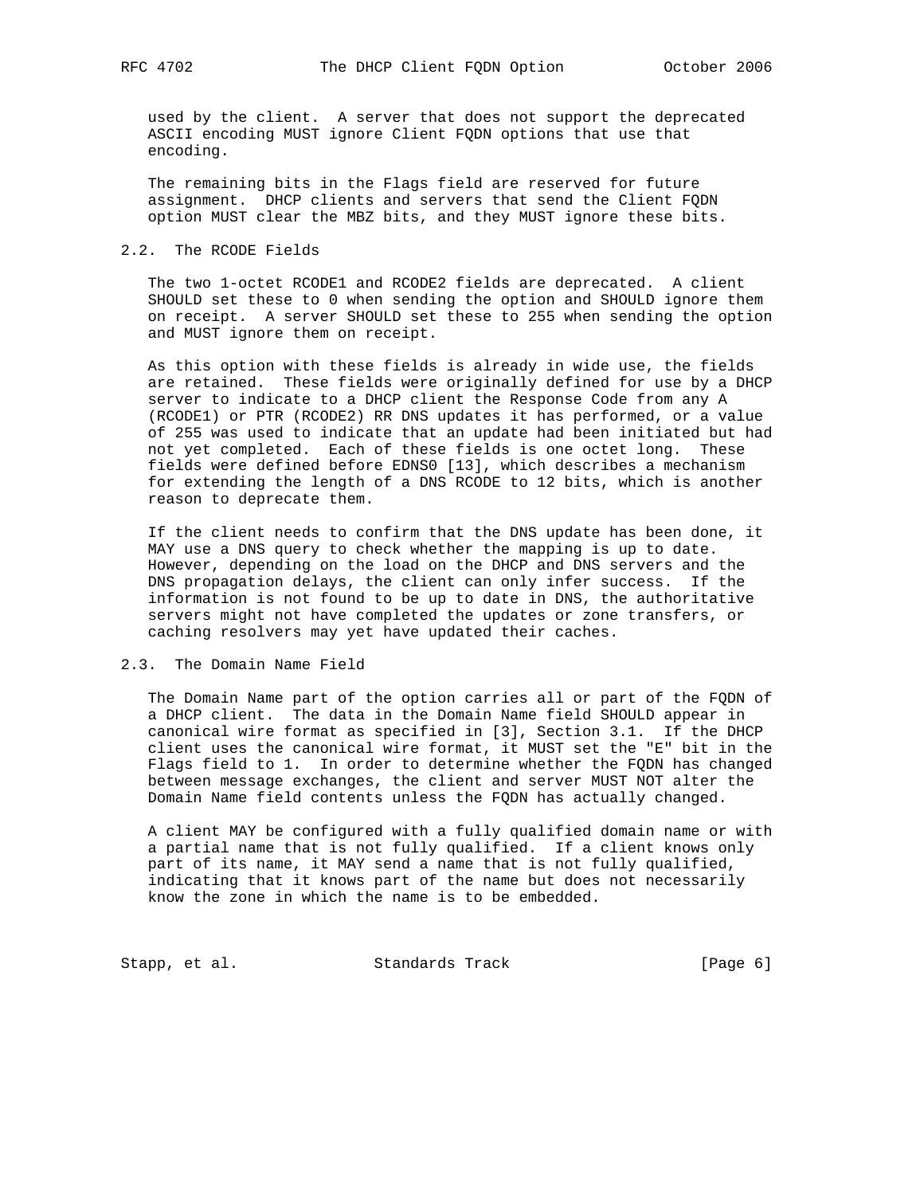used by the client. A server that does not support the deprecated ASCII encoding MUST ignore Client FQDN options that use that encoding.

The remaining bits in the Flags field are reserved for future assignment. DHCP clients and servers that send the Client FQDN option MUST clear the MBZ bits, and they MUST ignore these bits.

### 2.2. The RCODE Fields

The two 1-octet RCODE1 and RCODE2 fields are deprecated. A client SHOULD set these to 0 when sending the option and SHOULD ignore them on receipt. A server SHOULD set these to 255 when sending the option and MUST ignore them on receipt.

As this option with these fields is already in wide use, the fields are retained. These fields were originally defined for use by a DHCP server to indicate to a DHCP client the Response Code from any A (RCODE1) or PTR (RCODE2) RR DNS updates it has performed, or a value of 255 was used to indicate that an update had been initiated but had not yet completed. Each of these fields is one octet long. These fields were defined before EDNS0 [13], which describes a mechanism for extending the length of a DNS RCODE to 12 bits, which is another reason to deprecate them.

If the client needs to confirm that the DNS update has been done, it MAY use a DNS query to check whether the mapping is up to date. However, depending on the load on the DHCP and DNS servers and the DNS propagation delays, the client can only infer success. If the information is not found to be up to date in DNS, the authoritative servers might not have completed the updates or zone transfers, or caching resolvers may yet have updated their caches.

### 2.3. The Domain Name Field

The Domain Name part of the option carries all or part of the FQDN of a DHCP client. The data in the Domain Name field SHOULD appear in canonical wire format as specified in [3], Section 3.1. If the DHCP client uses the canonical wire format, it MUST set the "E" bit in the Flags field to 1. In order to determine whether the FQDN has changed between message exchanges, the client and server MUST NOT alter the Domain Name field contents unless the FQDN has actually changed.

A client MAY be configured with a fully qualified domain name or with a partial name that is not fully qualified. If a client knows only part of its name, it MAY send a name that is not fully qualified, indicating that it knows part of the name but does not necessarily know the zone in which the name is to be embedded.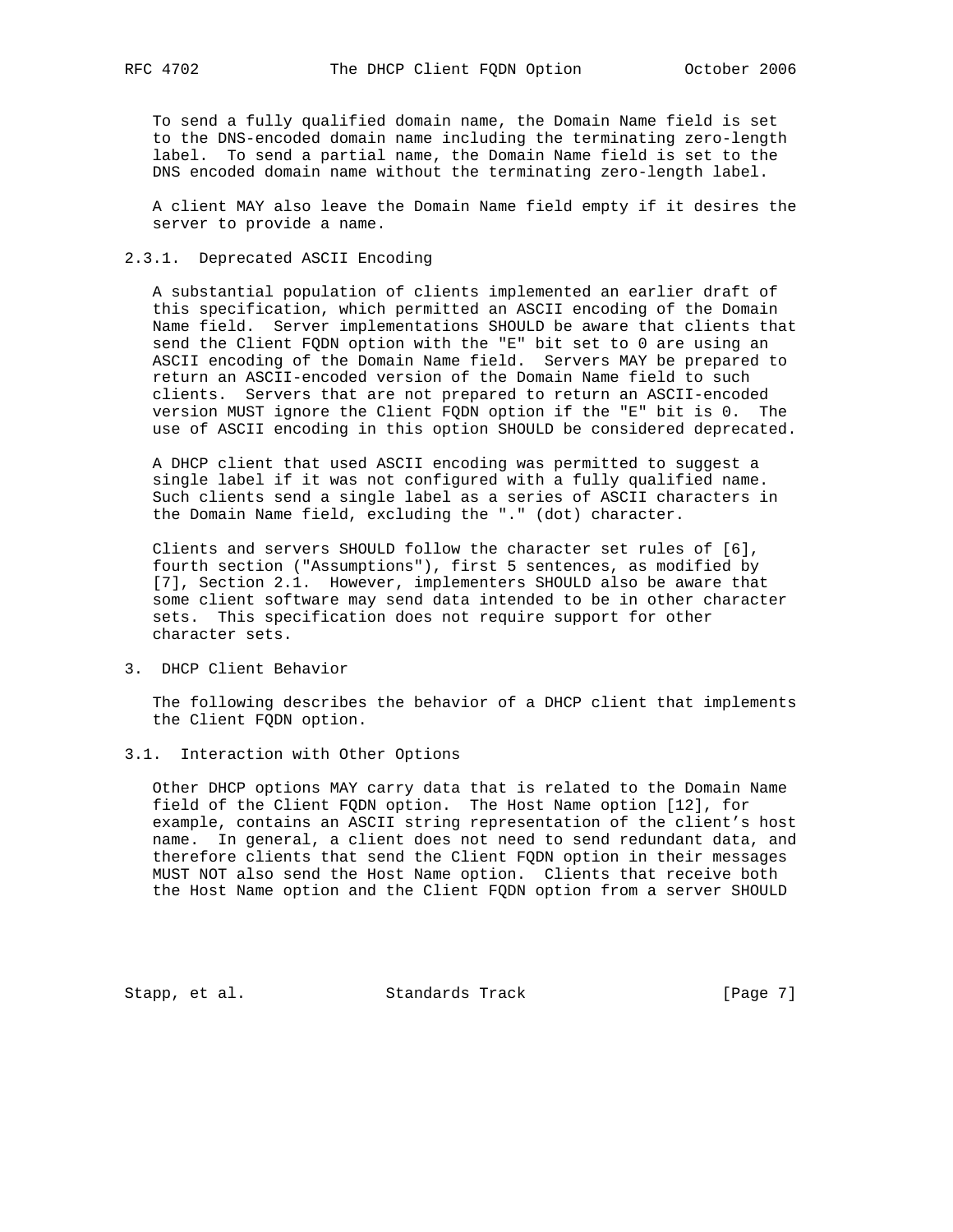To send a fully qualified domain name, the Domain Name field is set to the DNS-encoded domain name including the terminating zero-length label. To send a partial name, the Domain Name field is set to the DNS encoded domain name without the terminating zero-length label.

A client MAY also leave the Domain Name field empty if it desires the server to provide a name.

### 2.3.1. Deprecated ASCII Encoding

A substantial population of clients implemented an earlier draft of this specification, which permitted an ASCII encoding of the Domain Name field. Server implementations SHOULD be aware that clients that send the Client FQDN option with the "E" bit set to 0 are using an ASCII encoding of the Domain Name field. Servers MAY be prepared to return an ASCII-encoded version of the Domain Name field to such clients. Servers that are not prepared to return an ASCII-encoded version MUST ignore the Client FQDN option if the "E" bit is 0. The use of ASCII encoding in this option SHOULD be considered deprecated.

A DHCP client that used ASCII encoding was permitted to suggest a single label if it was not configured with a fully qualified name. Such clients send a single label as a series of ASCII characters in the Domain Name field, excluding the "." (dot) character.

Clients and servers SHOULD follow the character set rules of [6], fourth section ("Assumptions"), first 5 sentences, as modified by [7], Section 2.1. However, implementers SHOULD also be aware that some client software may send data intended to be in other character sets. This specification does not require support for other character sets.

## 3. DHCP Client Behavior

The following describes the behavior of a DHCP client that implements the Client FQDN option.

### 3.1. Interaction with Other Options

Other DHCP options MAY carry data that is related to the Domain Name field of the Client FQDN option. The Host Name option [12], for example, contains an ASCII string representation of the client's host name. In general, a client does not need to send redundant data, and therefore clients that send the Client FQDN option in their messages MUST NOT also send the Host Name option. Clients that receive both the Host Name option and the Client FQDN option from a server SHOULD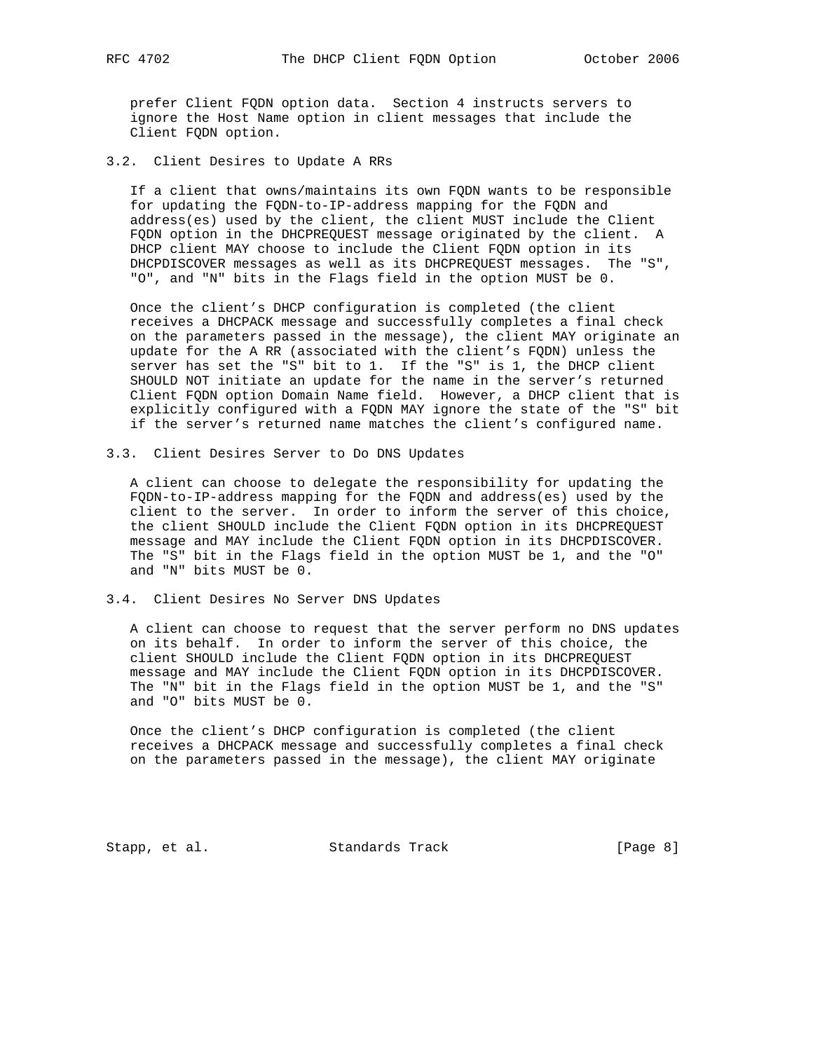prefer Client FQDN option data. Section 4 instructs servers to ignore the Host Name option in client messages that include the Client FQDN option.

### 3.2. Client Desires to Update A RRs

If a client that owns/maintains its own FQDN wants to be responsible for updating the FQDN-to-IP-address mapping for the FQDN and address(es) used by the client, the client MUST include the Client FQDN option in the DHCPREQUEST message originated by the client. A DHCP client MAY choose to include the Client FQDN option in its DHCPDISCOVER messages as well as its DHCPREQUEST messages. The "S", "O", and "N" bits in the Flags field in the option MUST be 0.

Once the client's DHCP configuration is completed (the client receives a DHCPACK message and successfully completes a final check on the parameters passed in the message), the client MAY originate an update for the A RR (associated with the client's FQDN) unless the server has set the "S" bit to 1. If the "S" is 1, the DHCP client SHOULD NOT initiate an update for the name in the server's returned Client FQDN option Domain Name field. However, a DHCP client that is explicitly configured with a FQDN MAY ignore the state of the "S" bit if the server's returned name matches the client's configured name.

### 3.3. Client Desires Server to Do DNS Updates

A client can choose to delegate the responsibility for updating the FQDN-to-IP-address mapping for the FQDN and address(es) used by the client to the server. In order to inform the server of this choice, the client SHOULD include the Client FQDN option in its DHCPREQUEST message and MAY include the Client FQDN option in its DHCPDISCOVER. The "S" bit in the Flags field in the option MUST be 1, and the "O" and "N" bits MUST be 0.

### 3.4. Client Desires No Server DNS Updates

A client can choose to request that the server perform no DNS updates on its behalf. In order to inform the server of this choice, the client SHOULD include the Client FQDN option in its DHCPREQUEST message and MAY include the Client FQDN option in its DHCPDISCOVER. The "N" bit in the Flags field in the option MUST be 1, and the "S" and "O" bits MUST be 0.

Once the client's DHCP configuration is completed (the client receives a DHCPACK message and successfully completes a final check on the parameters passed in the message), the client MAY originate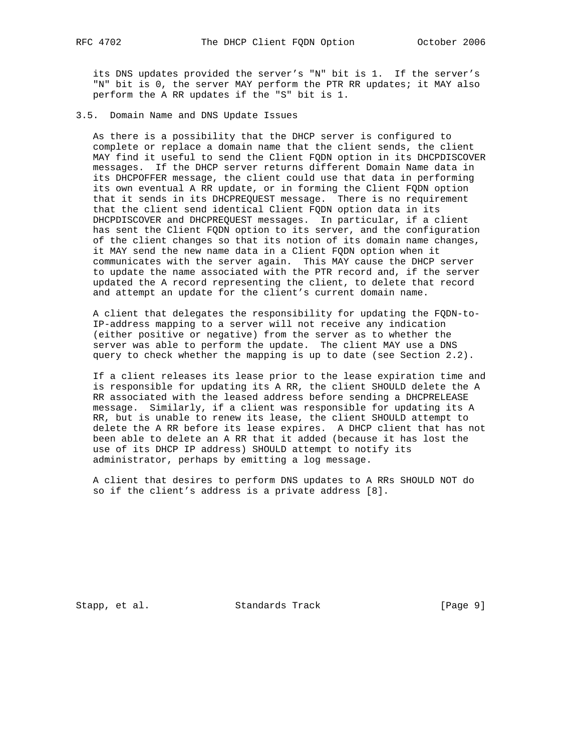its DNS updates provided the server's "N" bit is 1. If the server's "N" bit is 0, the server MAY perform the PTR RR updates; it MAY also perform the A RR updates if the "S" bit is 1.

### 3.5. Domain Name and DNS Update Issues

As there is a possibility that the DHCP server is configured to complete or replace a domain name that the client sends, the client MAY find it useful to send the Client FQDN option in its DHCPDISCOVER messages. If the DHCP server returns different Domain Name data in its DHCPOFFER message, the client could use that data in performing its own eventual A RR update, or in forming the Client FQDN option that it sends in its DHCPREQUEST message. There is no requirement that the client send identical Client FQDN option data in its DHCPDISCOVER and DHCPREQUEST messages. In particular, if a client has sent the Client FQDN option to its server, and the configuration of the client changes so that its notion of its domain name changes, it MAY send the new name data in a Client FQDN option when it communicates with the server again. This MAY cause the DHCP server to update the name associated with the PTR record and, if the server updated the A record representing the client, to delete that record and attempt an update for the client's current domain name.

A client that delegates the responsibility for updating the FQDN-to-IP-address mapping to a server will not receive any indication (either positive or negative) from the server as to whether the server was able to perform the update. The client MAY use a DNS query to check whether the mapping is up to date (see Section 2.2).

If a client releases its lease prior to the lease expiration time and is responsible for updating its A RR, the client SHOULD delete the A RR associated with the leased address before sending a DHCPRELEASE message. Similarly, if a client was responsible for updating its A RR, but is unable to renew its lease, the client SHOULD attempt to delete the A RR before its lease expires. A DHCP client that has not been able to delete an A RR that it added (because it has lost the use of its DHCP IP address) SHOULD attempt to notify its administrator, perhaps by emitting a log message.

A client that desires to perform DNS updates to A RRs SHOULD NOT do so if the client's address is a private address [8].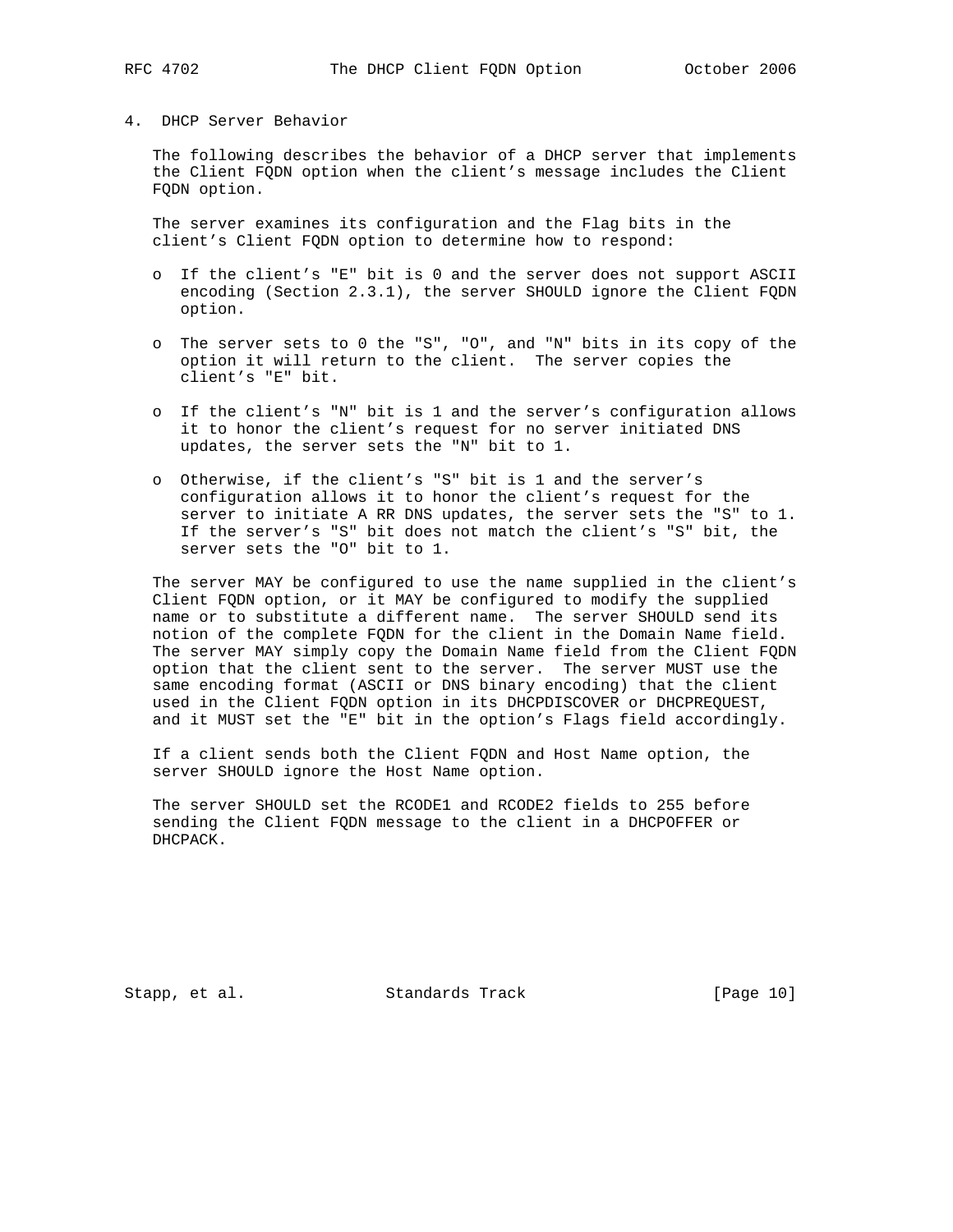## 4. DHCP Server Behavior

The following describes the behavior of a DHCP server that implements the Client FQDN option when the client's message includes the Client FQDN option.

The server examines its configuration and the Flag bits in the client's Client FQDN option to determine how to respond:

- If the client's "E" bit is 0 and the server does not support ASCII encoding (Section 2.3.1), the server SHOULD ignore the Client FQDN option.

- The server sets to 0 the "S", "O", and "N" bits in its copy of the option it will return to the client. The server copies the client's "E" bit.

- If the client's "N" bit is 1 and the server's configuration allows it to honor the client's request for no server initiated DNS updates, the server sets the "N" bit to 1.

- Otherwise, if the client's "S" bit is 1 and the server's configuration allows it to honor the client's request for the server to initiate A RR DNS updates, the server sets the "S" to 1. If the server's "S" bit does not match the client's "S" bit, the server sets the "O" bit to 1.

The server MAY be configured to use the name supplied in the client's Client FQDN option, or it MAY be configured to modify the supplied name or to substitute a different name. The server SHOULD send its notion of the complete FQDN for the client in the Domain Name field. The server MAY simply copy the Domain Name field from the Client FQDN option that the client sent to the server. The server MUST use the same encoding format (ASCII or DNS binary encoding) that the client used in the Client FQDN option in its DHCPDISCOVER or DHCPREQUEST, and it MUST set the "E" bit in the option's Flags field accordingly.

If a client sends both the Client FQDN and Host Name option, the server SHOULD ignore the Host Name option.

The server SHOULD set the RCODE1 and RCODE2 fields to 255 before sending the Client FQDN message to the client in a DHCPOFFER or DHCPACK.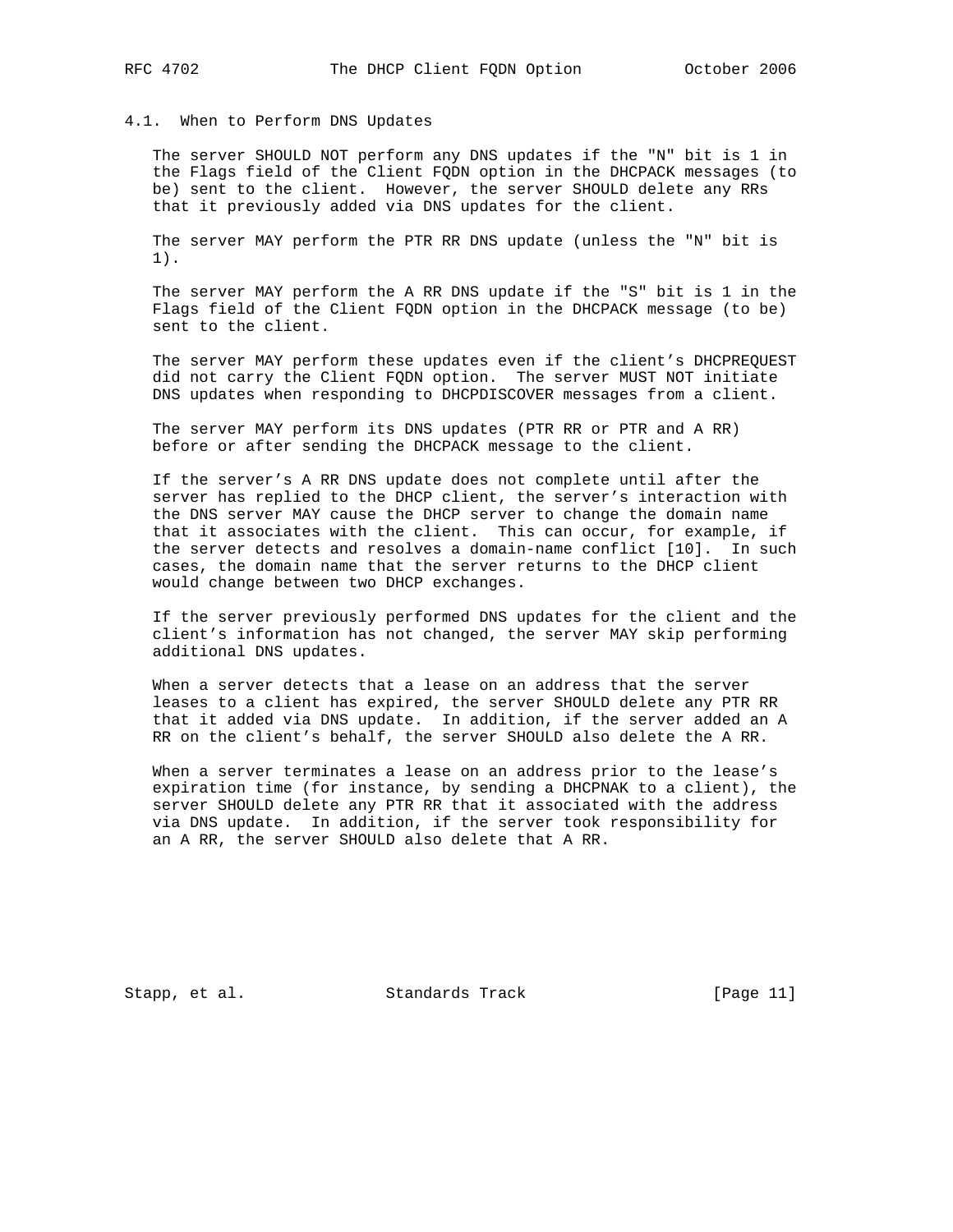### 4.1. When to Perform DNS Updates

The server SHOULD NOT perform any DNS updates if the "N" bit is 1 in the Flags field of the Client FQDN option in the DHCPACK messages (to be) sent to the client. However, the server SHOULD delete any RRs that it previously added via DNS updates for the client.

The server MAY perform the PTR RR DNS update (unless the "N" bit is 1).

The server MAY perform the A RR DNS update if the "S" bit is 1 in the Flags field of the Client FQDN option in the DHCPACK message (to be) sent to the client.

The server MAY perform these updates even if the client's DHCPREQUEST did not carry the Client FQDN option. The server MUST NOT initiate DNS updates when responding to DHCPDISCOVER messages from a client.

The server MAY perform its DNS updates (PTR RR or PTR and A RR) before or after sending the DHCPACK message to the client.

If the server's A RR DNS update does not complete until after the server has replied to the DHCP client, the server's interaction with the DNS server MAY cause the DHCP server to change the domain name that it associates with the client. This can occur, for example, if the server detects and resolves a domain-name conflict [10]. In such cases, the domain name that the server returns to the DHCP client would change between two DHCP exchanges.

If the server previously performed DNS updates for the client and the client's information has not changed, the server MAY skip performing additional DNS updates.

When a server detects that a lease on an address that the server leases to a client has expired, the server SHOULD delete any PTR RR that it added via DNS update. In addition, if the server added an A RR on the client's behalf, the server SHOULD also delete the A RR.

When a server terminates a lease on an address prior to the lease's expiration time (for instance, by sending a DHCPNAK to a client), the server SHOULD delete any PTR RR that it associated with the address via DNS update. In addition, if the server took responsibility for an A RR, the server SHOULD also delete that A RR.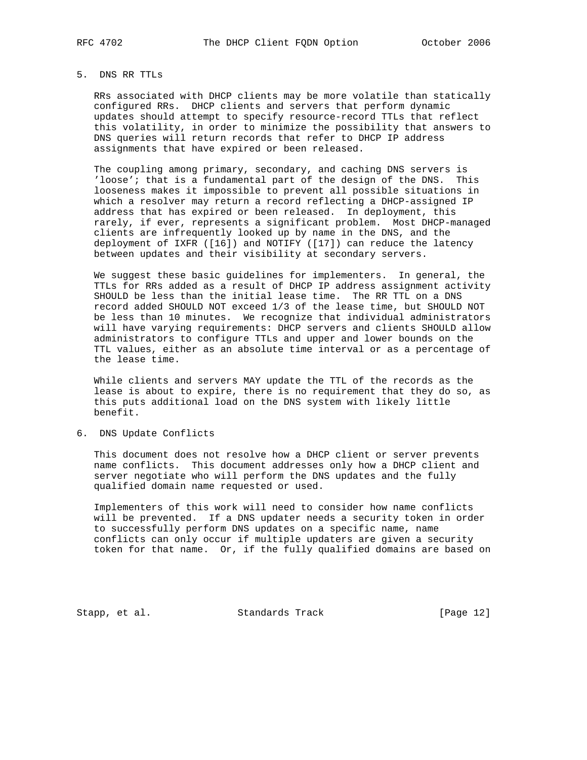## 5. DNS RR TTLs

RRs associated with DHCP clients may be more volatile than statically configured RRs. DHCP clients and servers that perform dynamic updates should attempt to specify resource-record TTLs that reflect this volatility, in order to minimize the possibility that answers to DNS queries will return records that refer to DHCP IP address assignments that have expired or been released.

The coupling among primary, secondary, and caching DNS servers is 'loose'; that is a fundamental part of the design of the DNS. This looseness makes it impossible to prevent all possible situations in which a resolver may return a record reflecting a DHCP-assigned IP address that has expired or been released. In deployment, this rarely, if ever, represents a significant problem. Most DHCP-managed clients are infrequently looked up by name in the DNS, and the deployment of IXFR ([16]) and NOTIFY ([17]) can reduce the latency between updates and their visibility at secondary servers.

We suggest these basic guidelines for implementers. In general, the TTLs for RRs added as a result of DHCP IP address assignment activity SHOULD be less than the initial lease time. The RR TTL on a DNS record added SHOULD NOT exceed 1/3 of the lease time, but SHOULD NOT be less than 10 minutes. We recognize that individual administrators will have varying requirements: DHCP servers and clients SHOULD allow administrators to configure TTLs and upper and lower bounds on the TTL values, either as an absolute time interval or as a percentage of the lease time.

While clients and servers MAY update the TTL of the records as the lease is about to expire, there is no requirement that they do so, as this puts additional load on the DNS system with likely little benefit.

## 6. DNS Update Conflicts

This document does not resolve how a DHCP client or server prevents name conflicts. This document addresses only how a DHCP client and server negotiate who will perform the DNS updates and the fully qualified domain name requested or used.

Implementers of this work will need to consider how name conflicts will be prevented. If a DNS updater needs a security token in order to successfully perform DNS updates on a specific name, name conflicts can only occur if multiple updaters are given a security token for that name. Or, if the fully qualified domains are based on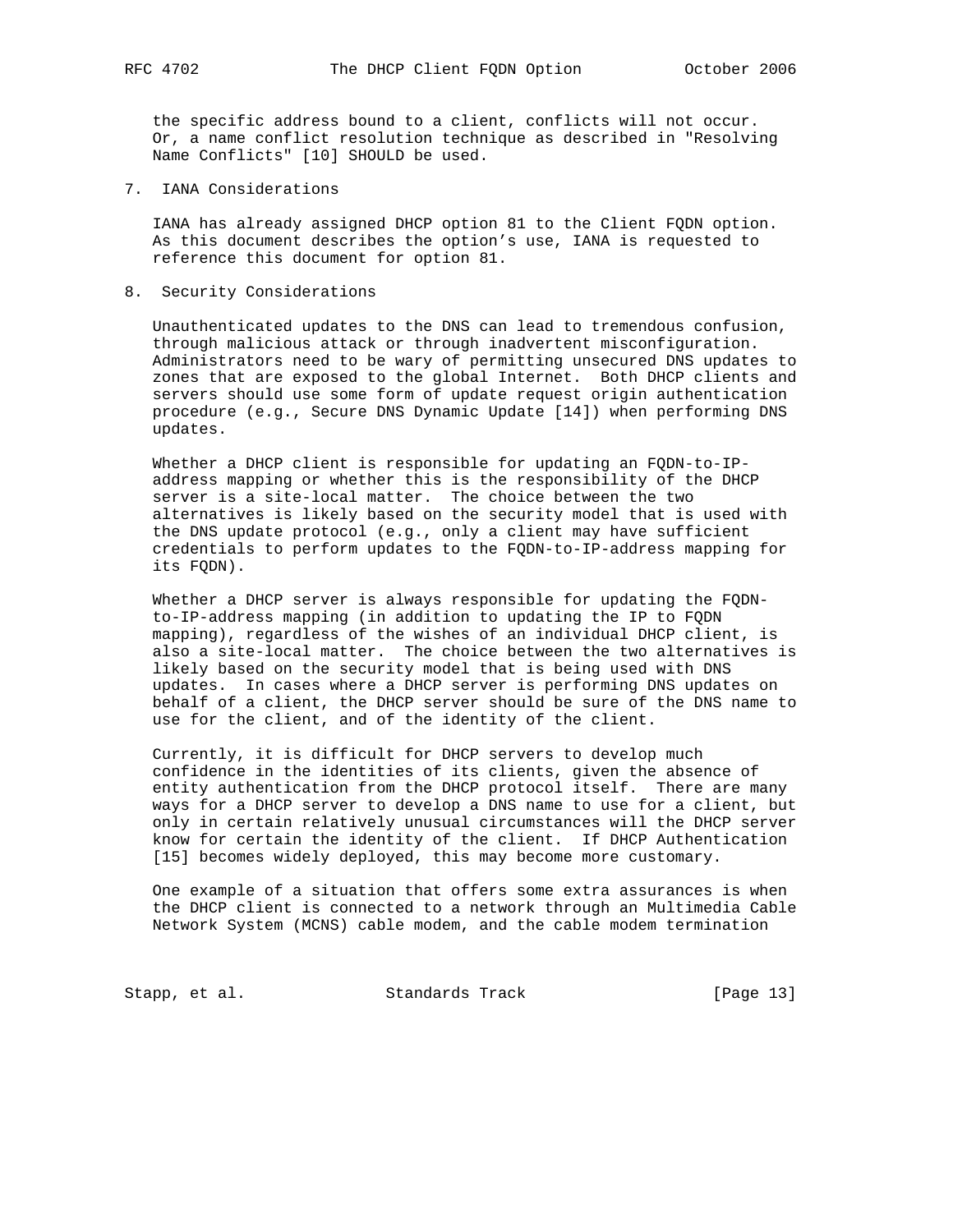the specific address bound to a client, conflicts will not occur. Or, a name conflict resolution technique as described in "Resolving Name Conflicts" [10] SHOULD be used.

## 7. IANA Considerations

IANA has already assigned DHCP option 81 to the Client FQDN option. As this document describes the option's use, IANA is requested to reference this document for option 81.

## 8. Security Considerations

Unauthenticated updates to the DNS can lead to tremendous confusion, through malicious attack or through inadvertent misconfiguration. Administrators need to be wary of permitting unsecured DNS updates to zones that are exposed to the global Internet. Both DHCP clients and servers should use some form of update request origin authentication procedure (e.g., Secure DNS Dynamic Update [14]) when performing DNS updates.

Whether a DHCP client is responsible for updating an FQDN-to-IP-address mapping or whether this is the responsibility of the DHCP server is a site-local matter. The choice between the two alternatives is likely based on the security model that is used with the DNS update protocol (e.g., only a client may have sufficient credentials to perform updates to the FQDN-to-IP-address mapping for its FQDN).

Whether a DHCP server is always responsible for updating the FQDN-to-IP-address mapping (in addition to updating the IP to FQDN mapping), regardless of the wishes of an individual DHCP client, is also a site-local matter. The choice between the two alternatives is likely based on the security model that is being used with DNS updates. In cases where a DHCP server is performing DNS updates on behalf of a client, the DHCP server should be sure of the DNS name to use for the client, and of the identity of the client.

Currently, it is difficult for DHCP servers to develop much confidence in the identities of its clients, given the absence of entity authentication from the DHCP protocol itself. There are many ways for a DHCP server to develop a DNS name to use for a client, but only in certain relatively unusual circumstances will the DHCP server know for certain the identity of the client. If DHCP Authentication [15] becomes widely deployed, this may become more customary.

One example of a situation that offers some extra assurances is when the DHCP client is connected to a network through an Multimedia Cable Network System (MCNS) cable modem, and the cable modem termination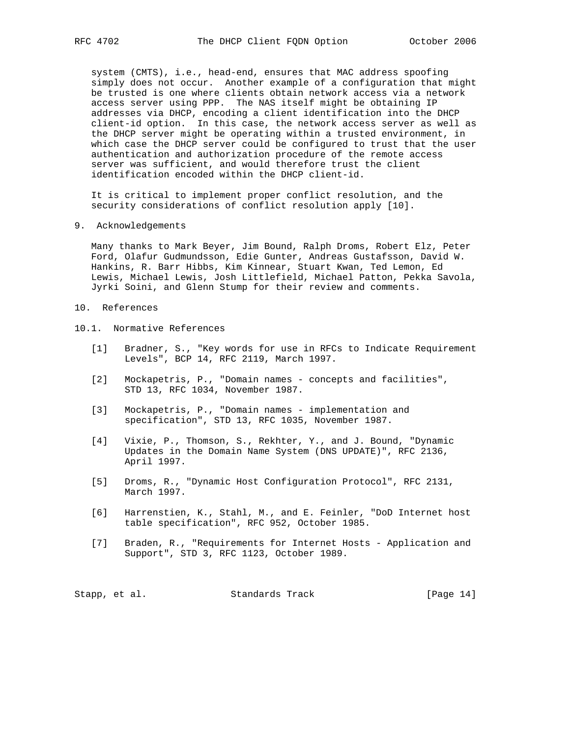system (CMTS), i.e., head-end, ensures that MAC address spoofing simply does not occur. Another example of a configuration that might be trusted is one where clients obtain network access via a network access server using PPP. The NAS itself might be obtaining IP addresses via DHCP, encoding a client identification into the DHCP client-id option. In this case, the network access server as well as the DHCP server might be operating within a trusted environment, in which case the DHCP server could be configured to trust that the user authentication and authorization procedure of the remote access server was sufficient, and would therefore trust the client identification encoded within the DHCP client-id.

It is critical to implement proper conflict resolution, and the security considerations of conflict resolution apply [10].

## 9. Acknowledgements

Many thanks to Mark Beyer, Jim Bound, Ralph Droms, Robert Elz, Peter Ford, Olafur Gudmundsson, Edie Gunter, Andreas Gustafsson, David W. Hankins, R. Barr Hibbs, Kim Kinnear, Stuart Kwan, Ted Lemon, Ed Lewis, Michael Lewis, Josh Littlefield, Michael Patton, Pekka Savola, Jyrki Soini, and Glenn Stump for their review and comments.

## 10. References

### 10.1. Normative References

[1] Bradner, S., "Key words for use in RFCs to Indicate Requirement Levels", BCP 14, RFC 2119, March 1997.

[2] Mockapetris, P., "Domain names - concepts and facilities", STD 13, RFC 1034, November 1987.

[3] Mockapetris, P., "Domain names - implementation and specification", STD 13, RFC 1035, November 1987.

[4] Vixie, P., Thomson, S., Rekhter, Y., and J. Bound, "Dynamic Updates in the Domain Name System (DNS UPDATE)", RFC 2136, April 1997.

[5] Droms, R., "Dynamic Host Configuration Protocol", RFC 2131, March 1997.

[6] Harrenstien, K., Stahl, M., and E. Feinler, "DoD Internet host table specification", RFC 952, October 1985.

[7] Braden, R., "Requirements for Internet Hosts - Application and Support", STD 3, RFC 1123, October 1989.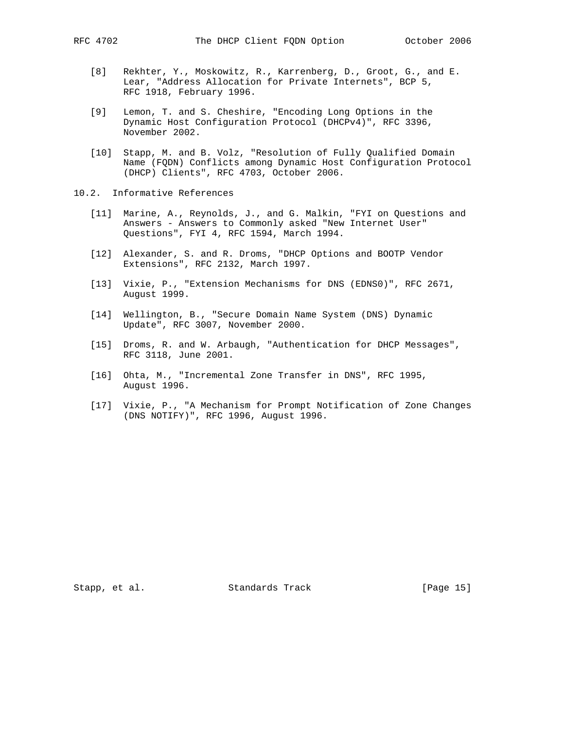[8] Rekhter, Y., Moskowitz, R., Karrenberg, D., Groot, G., and E. Lear, "Address Allocation for Private Internets", BCP 5, RFC 1918, February 1996.

[9] Lemon, T. and S. Cheshire, "Encoding Long Options in the Dynamic Host Configuration Protocol (DHCPv4)", RFC 3396, November 2002.

[10] Stapp, M. and B. Volz, "Resolution of Fully Qualified Domain Name (FQDN) Conflicts among Dynamic Host Configuration Protocol (DHCP) Clients", RFC 4703, October 2006.

## 10.2. Informative References

[11] Marine, A., Reynolds, J., and G. Malkin, "FYI on Questions and Answers - Answers to Commonly asked "New Internet User" Questions", FYI 4, RFC 1594, March 1994.

[12] Alexander, S. and R. Droms, "DHCP Options and BOOTP Vendor Extensions", RFC 2132, March 1997.

[13] Vixie, P., "Extension Mechanisms for DNS (EDNS0)", RFC 2671, August 1999.

[14] Wellington, B., "Secure Domain Name System (DNS) Dynamic Update", RFC 3007, November 2000.

[15] Droms, R. and W. Arbaugh, "Authentication for DHCP Messages", RFC 3118, June 2001.

[16] Ohta, M., "Incremental Zone Transfer in DNS", RFC 1995, August 1996.

[17] Vixie, P., "A Mechanism for Prompt Notification of Zone Changes (DNS NOTIFY)", RFC 1996, August 1996.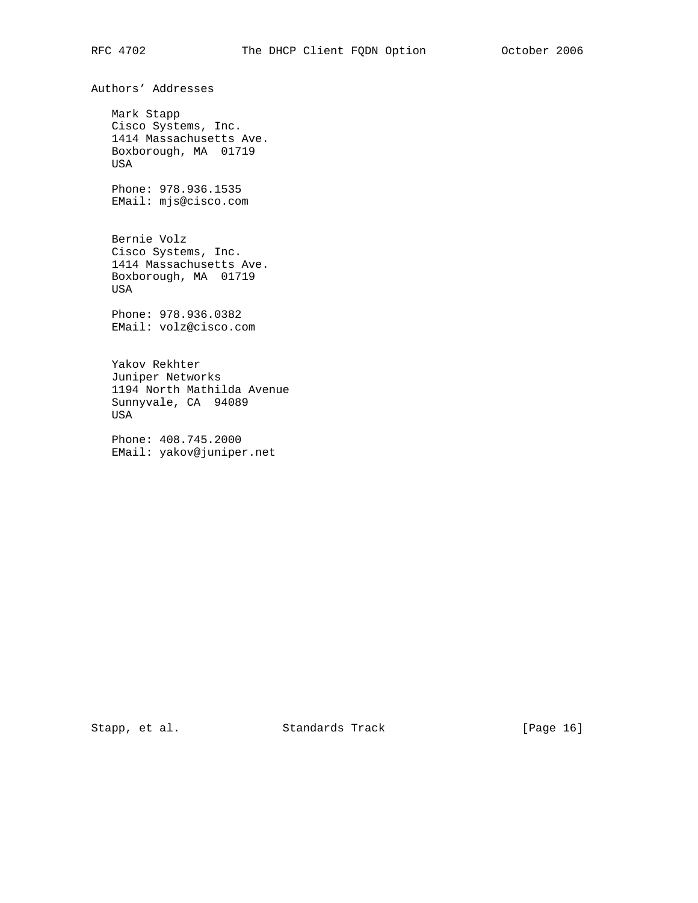## Authors' Addresses

Mark Stapp
Cisco Systems, Inc.
1414 Massachusetts Ave.
Boxborough, MA  01719
USA

Phone: 978.936.1535
EMail: mjs@cisco.com

Bernie Volz
Cisco Systems, Inc.
1414 Massachusetts Ave.
Boxborough, MA  01719
USA

Phone: 978.936.0382
EMail: volz@cisco.com

Yakov Rekhter
Juniper Networks
1194 North Mathilda Avenue
Sunnyvale, CA  94089
USA

Phone: 408.745.2000
EMail: yakov@juniper.net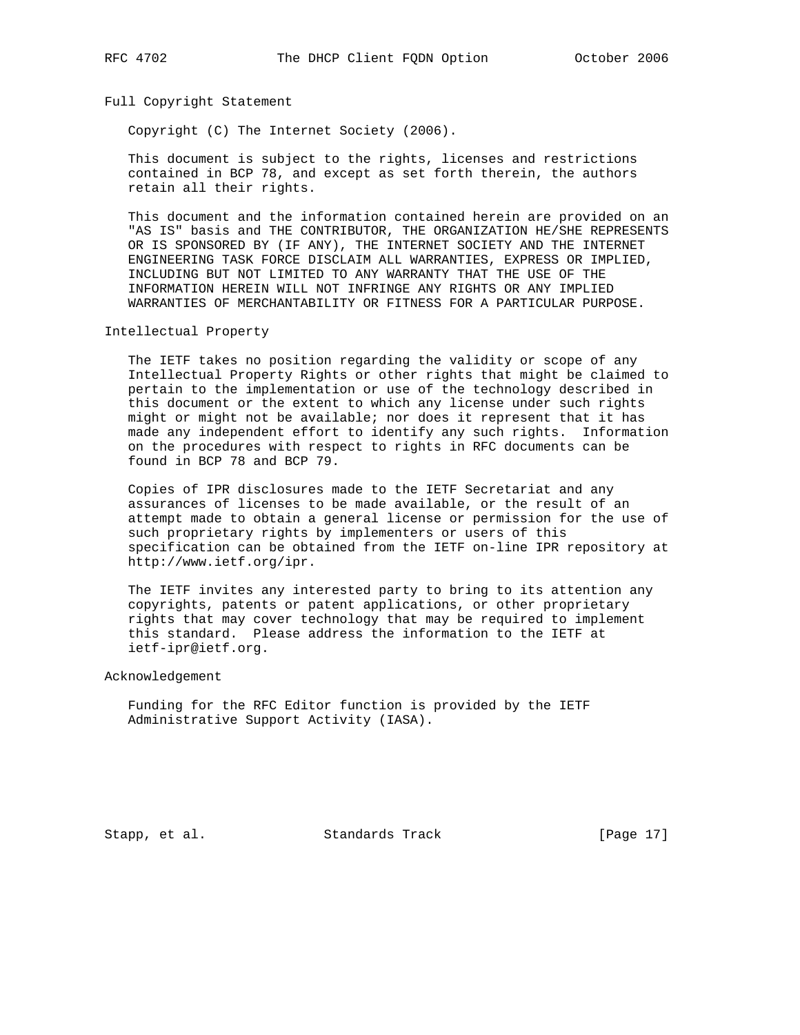## Full Copyright Statement

Copyright (C) The Internet Society (2006).

This document is subject to the rights, licenses and restrictions contained in BCP 78, and except as set forth therein, the authors retain all their rights.

This document and the information contained herein are provided on an "AS IS" basis and THE CONTRIBUTOR, THE ORGANIZATION HE/SHE REPRESENTS OR IS SPONSORED BY (IF ANY), THE INTERNET SOCIETY AND THE INTERNET ENGINEERING TASK FORCE DISCLAIM ALL WARRANTIES, EXPRESS OR IMPLIED, INCLUDING BUT NOT LIMITED TO ANY WARRANTY THAT THE USE OF THE INFORMATION HEREIN WILL NOT INFRINGE ANY RIGHTS OR ANY IMPLIED WARRANTIES OF MERCHANTABILITY OR FITNESS FOR A PARTICULAR PURPOSE.

## Intellectual Property

The IETF takes no position regarding the validity or scope of any Intellectual Property Rights or other rights that might be claimed to pertain to the implementation or use of the technology described in this document or the extent to which any license under such rights might or might not be available; nor does it represent that it has made any independent effort to identify any such rights. Information on the procedures with respect to rights in RFC documents can be found in BCP 78 and BCP 79.

Copies of IPR disclosures made to the IETF Secretariat and any assurances of licenses to be made available, or the result of an attempt made to obtain a general license or permission for the use of such proprietary rights by implementers or users of this specification can be obtained from the IETF on-line IPR repository at http://www.ietf.org/ipr.

The IETF invites any interested party to bring to its attention any copyrights, patents or patent applications, or other proprietary rights that may cover technology that may be required to implement this standard. Please address the information to the IETF at ietf-ipr@ietf.org.

## Acknowledgement

Funding for the RFC Editor function is provided by the IETF Administrative Support Activity (IASA).